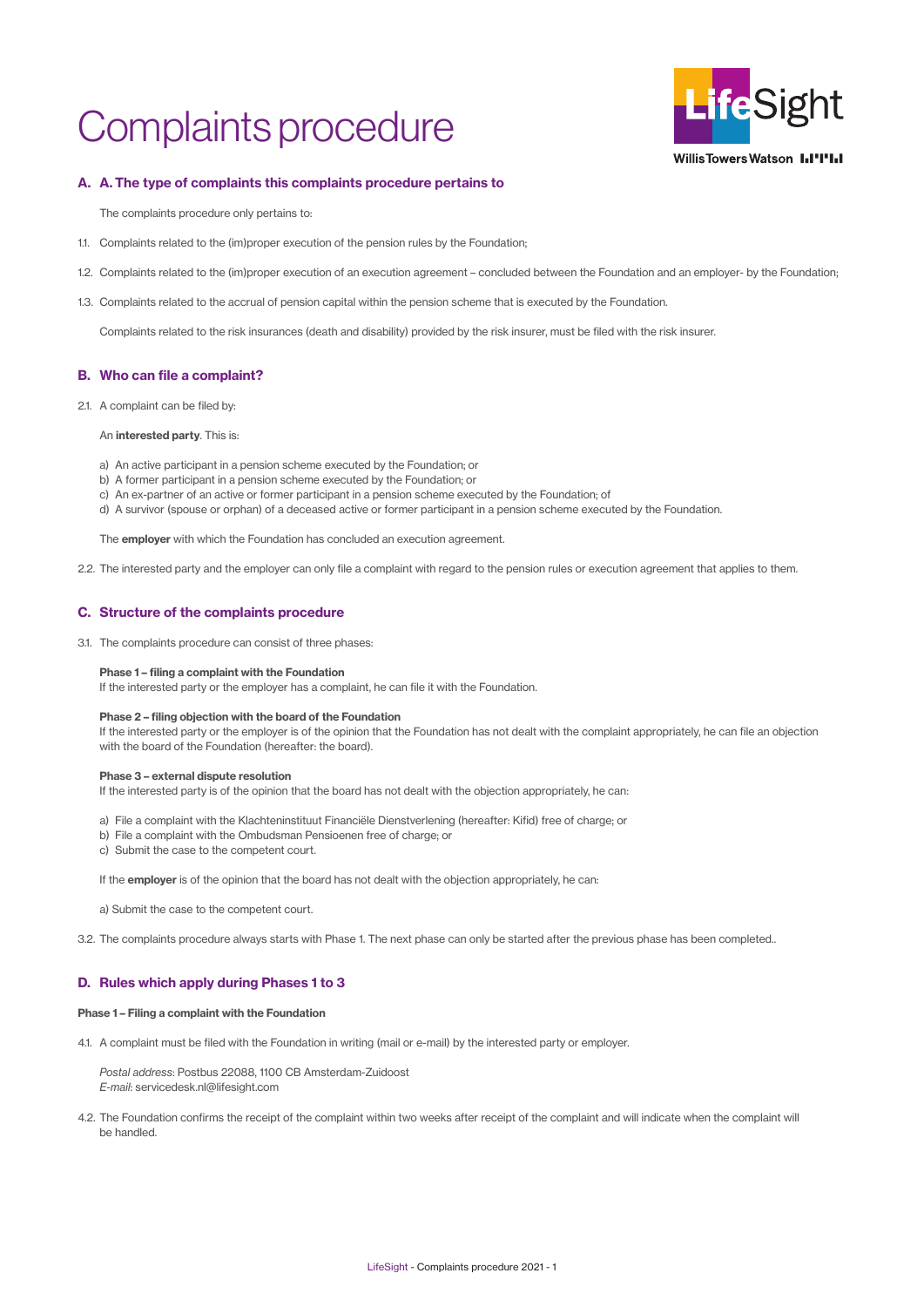# Complaints procedure

## A. A. The type of complaints this complaints procedure pertains to

The complaints procedure only pertains to:

1.1. Complaints related to the (im)proper execution of the pension rules by the Foundation;

1.2. Complaints related to the (im)proper execution of an execution agreement – concluded between the Foundation and an employer- by the Foundation;

1.3. Complaints related to the accrual of pension capital within the pension scheme that is executed by the Foundation.

Complaints related to the risk insurances (death and disability) provided by the risk insurer, must be filed with the risk insurer.

## B. Who can file a complaint?

2.1. A complaint can be filed by:

An **interested party**. This is:

a) An active participant in a pension scheme executed by the Foundation; or
b) A former participant in a pension scheme executed by the Foundation; or
c) An ex-partner of an active or former participant in a pension scheme executed by the Foundation; of
d) A survivor (spouse or orphan) of a deceased active or former participant in a pension scheme executed by the Foundation.

The **employer** with which the Foundation has concluded an execution agreement.

2.2. The interested party and the employer can only file a complaint with regard to the pension rules or execution agreement that applies to them.

## C. Structure of the complaints procedure

3.1. The complaints procedure can consist of three phases:

**Phase 1 – filing a complaint with the Foundation**
If the interested party or the employer has a complaint, he can file it with the Foundation.

**Phase 2 – filing objection with the board of the Foundation**
If the interested party or the employer is of the opinion that the Foundation has not dealt with the complaint appropriately, he can file an objection with the board of the Foundation (hereafter: the board).

**Phase 3 – external dispute resolution**
If the interested party is of the opinion that the board has not dealt with the objection appropriately, he can:

a) File a complaint with the Klachteninstituut Financiële Dienstverlening (hereafter: Kifid) free of charge; or
b) File a complaint with the Ombudsman Pensioenen free of charge; or
c) Submit the case to the competent court.

If the **employer** is of the opinion that the board has not dealt with the objection appropriately, he can:

a) Submit the case to the competent court.

3.2. The complaints procedure always starts with Phase 1. The next phase can only be started after the previous phase has been completed..

## D. Rules which apply during Phases 1 to 3

**Phase 1 – Filing a complaint with the Foundation**

4.1. A complaint must be filed with the Foundation in writing (mail or e-mail) by the interested party or employer.

*Postal address*: Postbus 22088, 1100 CB Amsterdam-Zuidoost
*E-mail*: servicedesk.nl@lifesight.com

4.2. The Foundation confirms the receipt of the complaint within two weeks after receipt of the complaint and will indicate when the complaint will be handled.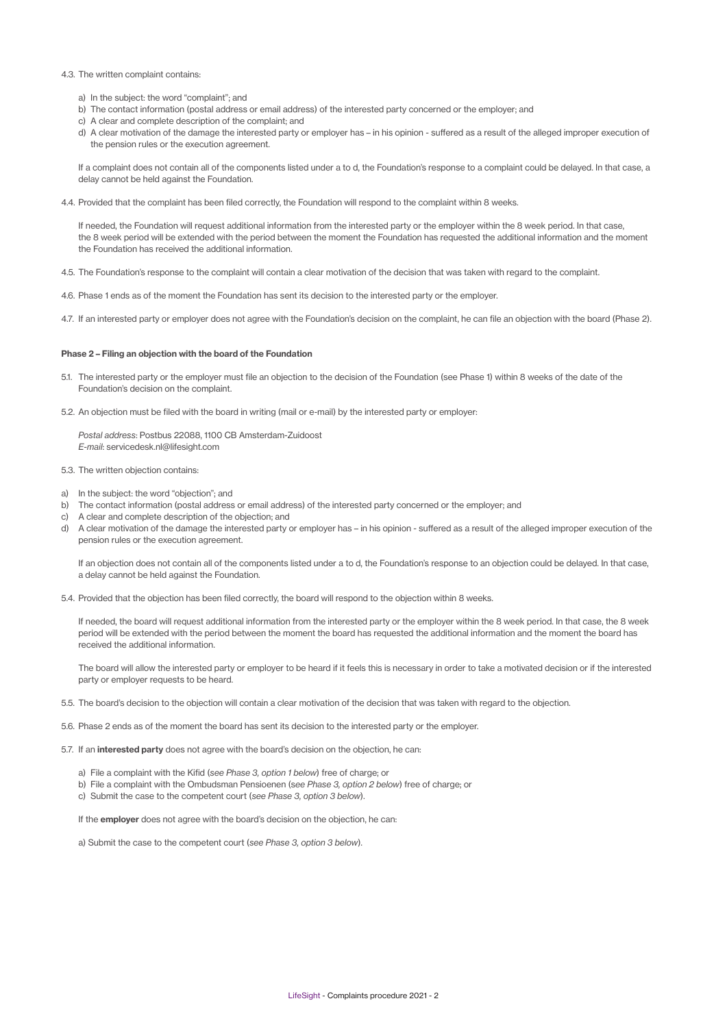4.3. The written complaint contains:

a) In the subject: the word "complaint"; and
b) The contact information (postal address or email address) of the interested party concerned or the employer; and
c) A clear and complete description of the complaint; and
d) A clear motivation of the damage the interested party or employer has – in his opinion - suffered as a result of the alleged improper execution of the pension rules or the execution agreement.

If a complaint does not contain all of the components listed under a to d, the Foundation's response to a complaint could be delayed. In that case, a delay cannot be held against the Foundation.

4.4. Provided that the complaint has been filed correctly, the Foundation will respond to the complaint within 8 weeks.

If needed, the Foundation will request additional information from the interested party or the employer within the 8 week period. In that case, the 8 week period will be extended with the period between the moment the Foundation has requested the additional information and the moment the Foundation has received the additional information.

4.5. The Foundation's response to the complaint will contain a clear motivation of the decision that was taken with regard to the complaint.

4.6. Phase 1 ends as of the moment the Foundation has sent its decision to the interested party or the employer.

4.7. If an interested party or employer does not agree with the Foundation's decision on the complaint, he can file an objection with the board (Phase 2).

**Phase 2 – Filing an objection with the board of the Foundation**

5.1. The interested party or the employer must file an objection to the decision of the Foundation (see Phase 1) within 8 weeks of the date of the Foundation's decision on the complaint.

5.2. An objection must be filed with the board in writing (mail or e-mail) by the interested party or employer:

*Postal address*: Postbus 22088, 1100 CB Amsterdam-Zuidoost
*E-mail*: servicedesk.nl@lifesight.com

5.3. The written objection contains:

a) In the subject: the word "objection"; and
b) The contact information (postal address or email address) of the interested party concerned or the employer; and
c) A clear and complete description of the objection; and
d) A clear motivation of the damage the interested party or employer has – in his opinion - suffered as a result of the alleged improper execution of the pension rules or the execution agreement.

If an objection does not contain all of the components listed under a to d, the Foundation's response to an objection could be delayed. In that case, a delay cannot be held against the Foundation.

5.4. Provided that the objection has been filed correctly, the board will respond to the objection within 8 weeks.

If needed, the board will request additional information from the interested party or the employer within the 8 week period. In that case, the 8 week period will be extended with the period between the moment the board has requested the additional information and the moment the board has received the additional information.

The board will allow the interested party or employer to be heard if it feels this is necessary in order to take a motivated decision or if the interested party or employer requests to be heard.

5.5. The board's decision to the objection will contain a clear motivation of the decision that was taken with regard to the objection.

5.6. Phase 2 ends as of the moment the board has sent its decision to the interested party or the employer.

5.7. If an **interested party** does not agree with the board's decision on the objection, he can:

a) File a complaint with the Kifid (*see Phase 3, option 1 below*) free of charge; or
b) File a complaint with the Ombudsman Pensioenen (*see Phase 3, option 2 below*) free of charge; or
c) Submit the case to the competent court (*see Phase 3, option 3 below*).

If the **employer** does not agree with the board's decision on the objection, he can:

a) Submit the case to the competent court (*see Phase 3, option 3 below*).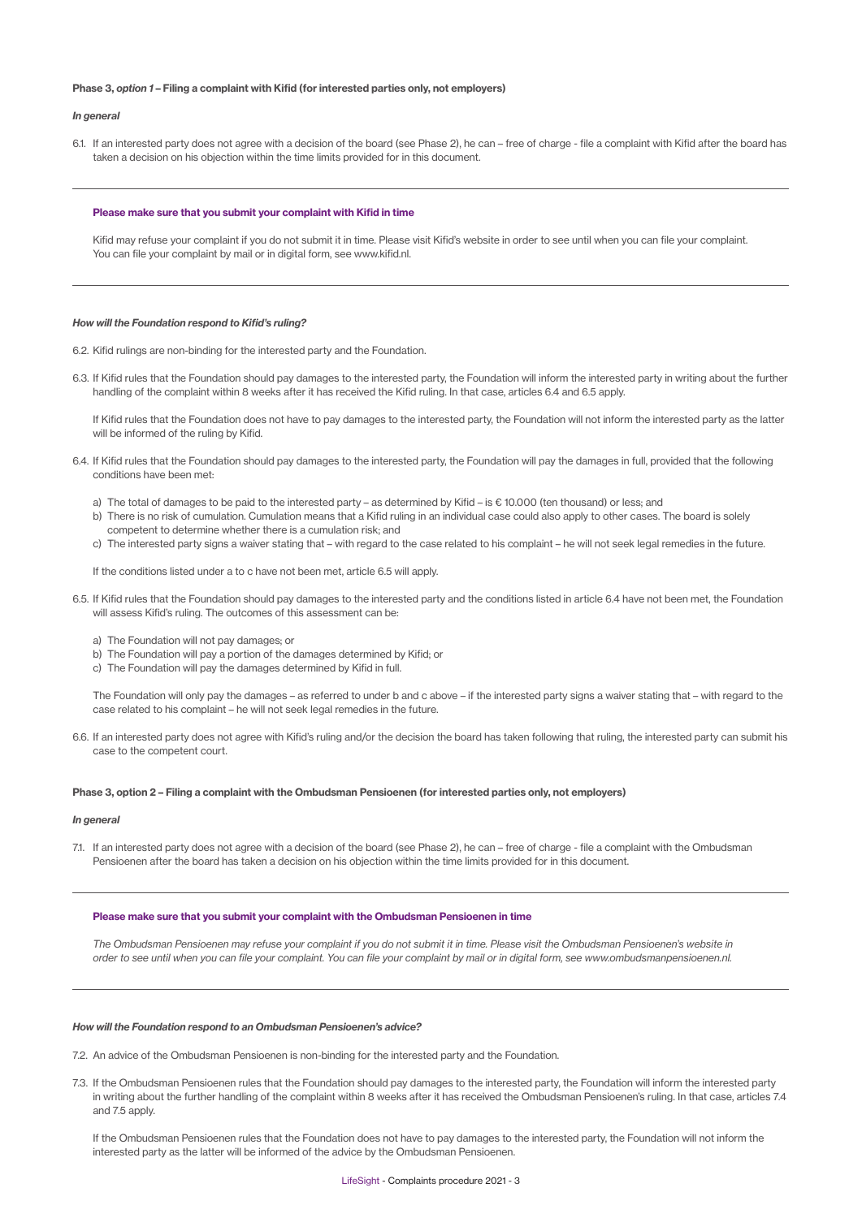**Phase 3, *option 1* – Filing a complaint with Kifid (for interested parties only, not employers)**

***In general***

6.1. If an interested party does not agree with a decision of the board (see Phase 2), he can – free of charge - file a complaint with Kifid after the board has taken a decision on his objection within the time limits provided for in this document.

---

**Please make sure that you submit your complaint with Kifid in time**

Kifid may refuse your complaint if you do not submit it in time. Please visit Kifid's website in order to see until when you can file your complaint. You can file your complaint by mail or in digital form, see www.kifid.nl.

---

***How will the Foundation respond to Kifid's ruling?***

6.2. Kifid rulings are non-binding for the interested party and the Foundation.

6.3. If Kifid rules that the Foundation should pay damages to the interested party, the Foundation will inform the interested party in writing about the further handling of the complaint within 8 weeks after it has received the Kifid ruling. In that case, articles 6.4 and 6.5 apply.

If Kifid rules that the Foundation does not have to pay damages to the interested party, the Foundation will not inform the interested party as the latter will be informed of the ruling by Kifid.

6.4. If Kifid rules that the Foundation should pay damages to the interested party, the Foundation will pay the damages in full, provided that the following conditions have been met:

a) The total of damages to be paid to the interested party – as determined by Kifid – is € 10.000 (ten thousand) or less; and
b) There is no risk of cumulation. Cumulation means that a Kifid ruling in an individual case could also apply to other cases. The board is solely competent to determine whether there is a cumulation risk; and
c) The interested party signs a waiver stating that – with regard to the case related to his complaint – he will not seek legal remedies in the future.

If the conditions listed under a to c have not been met, article 6.5 will apply.

6.5. If Kifid rules that the Foundation should pay damages to the interested party and the conditions listed in article 6.4 have not been met, the Foundation will assess Kifid's ruling. The outcomes of this assessment can be:

a) The Foundation will not pay damages; or
b) The Foundation will pay a portion of the damages determined by Kifid; or
c) The Foundation will pay the damages determined by Kifid in full.

The Foundation will only pay the damages – as referred to under b and c above – if the interested party signs a waiver stating that – with regard to the case related to his complaint – he will not seek legal remedies in the future.

6.6. If an interested party does not agree with Kifid's ruling and/or the decision the board has taken following that ruling, the interested party can submit his case to the competent court.

**Phase 3, option 2 – Filing a complaint with the Ombudsman Pensioenen (for interested parties only, not employers)**

***In general***

7.1. If an interested party does not agree with a decision of the board (see Phase 2), he can – free of charge - file a complaint with the Ombudsman Pensioenen after the board has taken a decision on his objection within the time limits provided for in this document.

---

**Please make sure that you submit your complaint with the Ombudsman Pensioenen in time**

*The Ombudsman Pensioenen may refuse your complaint if you do not submit it in time. Please visit the Ombudsman Pensioenen's website in order to see until when you can file your complaint. You can file your complaint by mail or in digital form, see www.ombudsmanpensioenen.nl.*

---

***How will the Foundation respond to an Ombudsman Pensioenen's advice?***

7.2. An advice of the Ombudsman Pensioenen is non-binding for the interested party and the Foundation.

7.3. If the Ombudsman Pensioenen rules that the Foundation should pay damages to the interested party, the Foundation will inform the interested party in writing about the further handling of the complaint within 8 weeks after it has received the Ombudsman Pensioenen's ruling. In that case, articles 7.4 and 7.5 apply.

If the Ombudsman Pensioenen rules that the Foundation does not have to pay damages to the interested party, the Foundation will not inform the interested party as the latter will be informed of the advice by the Ombudsman Pensioenen.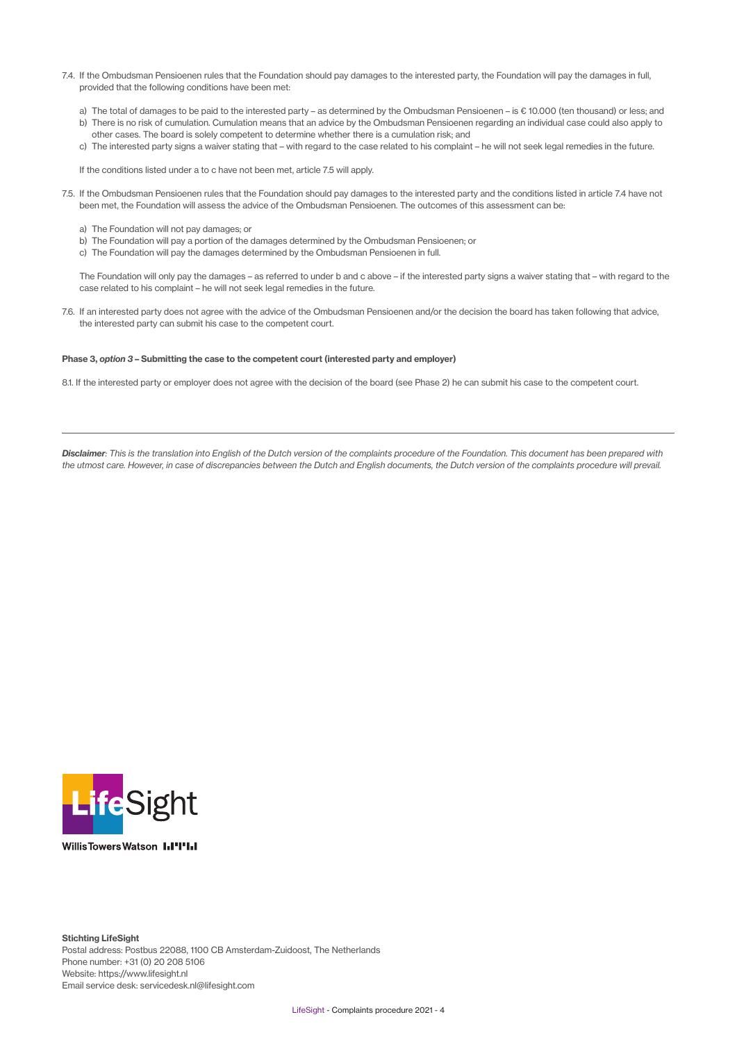7.4. If the Ombudsman Pensioenen rules that the Foundation should pay damages to the interested party, the Foundation will pay the damages in full, provided that the following conditions have been met:

a) The total of damages to be paid to the interested party – as determined by the Ombudsman Pensioenen – is € 10.000 (ten thousand) or less; and
b) There is no risk of cumulation. Cumulation means that an advice by the Ombudsman Pensioenen regarding an individual case could also apply to other cases. The board is solely competent to determine whether there is a cumulation risk; and
c) The interested party signs a waiver stating that – with regard to the case related to his complaint – he will not seek legal remedies in the future.

If the conditions listed under a to c have not been met, article 7.5 will apply.

7.5. If the Ombudsman Pensioenen rules that the Foundation should pay damages to the interested party and the conditions listed in article 7.4 have not been met, the Foundation will assess the advice of the Ombudsman Pensioenen. The outcomes of this assessment can be:

a) The Foundation will not pay damages; or
b) The Foundation will pay a portion of the damages determined by the Ombudsman Pensioenen; or
c) The Foundation will pay the damages determined by the Ombudsman Pensioenen in full.

The Foundation will only pay the damages – as referred to under b and c above – if the interested party signs a waiver stating that – with regard to the case related to his complaint – he will not seek legal remedies in the future.

7.6. If an interested party does not agree with the advice of the Ombudsman Pensioenen and/or the decision the board has taken following that advice, the interested party can submit his case to the competent court.

**Phase 3, *option 3* – Submitting the case to the competent court (interested party and employer)**

8.1. If the interested party or employer does not agree with the decision of the board (see Phase 2) he can submit his case to the competent court.

---

***Disclaimer**: This is the translation into English of the Dutch version of the complaints procedure of the Foundation. This document has been prepared with the utmost care. However, in case of discrepancies between the Dutch and English documents, the Dutch version of the complaints procedure will prevail.*

LifeSight

Willis Towers Watson

**Stichting LifeSight**
Postal address: Postbus 22088, 1100 CB Amsterdam-Zuidoost, The Netherlands
Phone number: +31 (0) 20 208 5106
Website: https://www.lifesight.nl
Email service desk: servicedesk.nl@lifesight.com